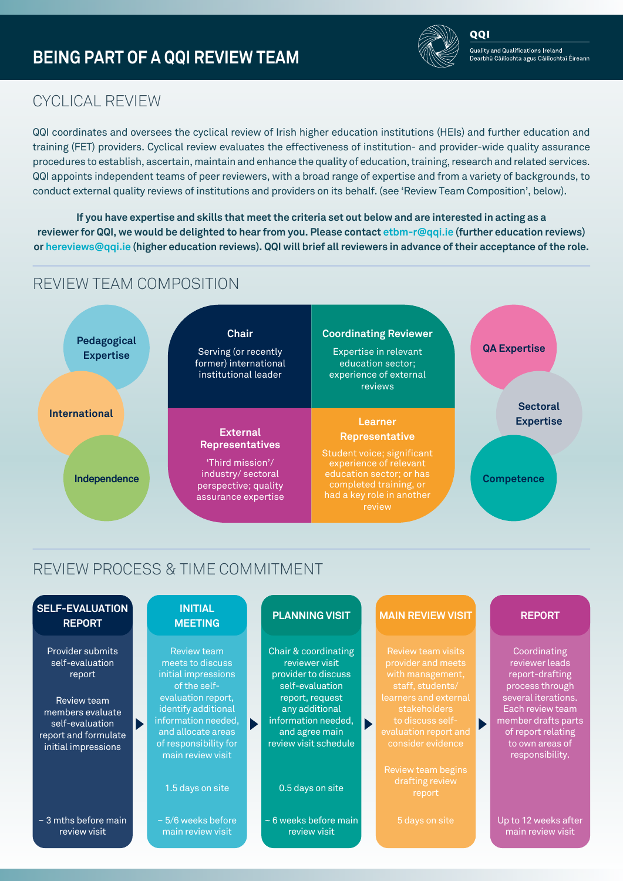# BEING PART OF A QQI REVIEW TEAM

QQI
Quality and Qualifications Ireland
Dearbhú Cáilíochta agus Cáilíochtaí Éireann

## CYCLICAL REVIEW

QQI coordinates and oversees the cyclical review of Irish higher education institutions (HEIs) and further education and training (FET) providers. Cyclical review evaluates the effectiveness of institution- and provider-wide quality assurance procedures to establish, ascertain, maintain and enhance the quality of education, training, research and related services. QQI appoints independent teams of peer reviewers, with a broad range of expertise and from a variety of backgrounds, to conduct external quality reviews of institutions and providers on its behalf. (see 'Review Team Composition', below).

**If you have expertise and skills that meet the criteria set out below and are interested in acting as a reviewer for QQI, we would be delighted to hear from you. Please contact etbm-r@qqi.ie (further education reviews) or hereviews@qqi.ie (higher education reviews). QQI will brief all reviewers in advance of their acceptance of the role.**

## REVIEW TEAM COMPOSITION

- Pedagogical Expertise
- International
- Independence

**Chair**
Serving (or recently former) international institutional leader

**Coordinating Reviewer**
Expertise in relevant education sector; experience of external reviews

**External Representatives**
'Third mission'/ industry/ sectoral perspective; quality assurance expertise

**Learner Representative**
Student voice; significant experience of relevant education sector; or has completed training, or had a key role in another review

- QA Expertise
- Sectoral Expertise
- Competence

## REVIEW PROCESS & TIME COMMITMENT

| SELF-EVALUATION REPORT | INITIAL MEETING | PLANNING VISIT | MAIN REVIEW VISIT | REPORT |
|---|---|---|---|---|
| Provider submits self-evaluation report<br><br>Review team members evaluate self-evaluation report and formulate initial impressions | Review team meets to discuss initial impressions of the self-evaluation report, identify additional information needed, and allocate areas of responsibility for main review visit | Chair & coordinating reviewer visit provider to discuss self-evaluation report, request any additional information needed, and agree main review visit schedule | Review team visits provider and meets with management, staff, students/ learners and external stakeholders to discuss self-evaluation report and consider evidence<br><br>Review team begins drafting review report | Coordinating reviewer leads report-drafting process through several iterations. Each review team member drafts parts of report relating to own areas of responsibility. |
| | 1.5 days on site | 0.5 days on site | | |
| ~ 3 mths before main review visit | ~ 5/6 weeks before main review visit | ~ 6 weeks before main review visit | 5 days on site | Up to 12 weeks after main review visit |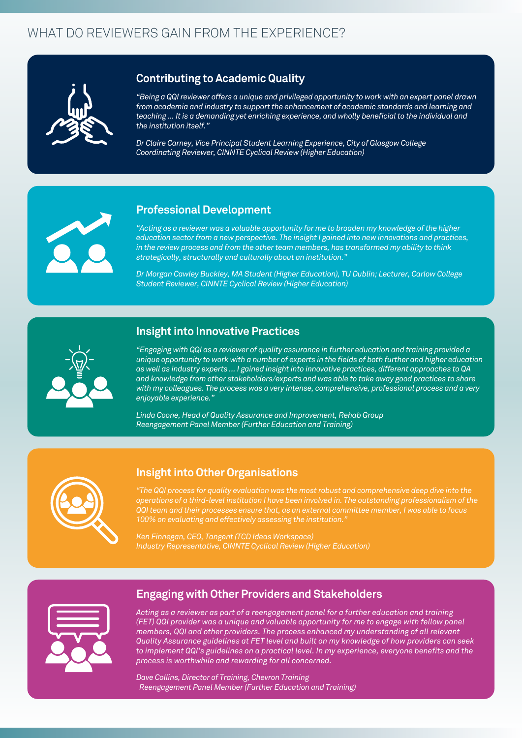# WHAT DO REVIEWERS GAIN FROM THE EXPERIENCE?

## Contributing to Academic Quality

*"Being a QQI reviewer offers a unique and privileged opportunity to work with an expert panel drawn from academia and industry to support the enhancement of academic standards and learning and teaching ... It is a demanding yet enriching experience, and wholly beneficial to the individual and the institution itself."*

*Dr Claire Carney, Vice Principal Student Learning Experience, City of Glasgow College*
*Coordinating Reviewer, CINNTE Cyclical Review (Higher Education)*

## Professional Development

*"Acting as a reviewer was a valuable opportunity for me to broaden my knowledge of the higher education sector from a new perspective. The insight I gained into new innovations and practices, in the review process and from the other team members, has transformed my ability to think strategically, structurally and culturally about an institution."*

*Dr Morgan Cawley Buckley, MA Student (Higher Education), TU Dublin; Lecturer, Carlow College*
*Student Reviewer, CINNTE Cyclical Review (Higher Education)*

## Insight into Innovative Practices

*"Engaging with QQI as a reviewer of quality assurance in further education and training provided a unique opportunity to work with a number of experts in the fields of both further and higher education as well as industry experts ... I gained insight into innovative practices, different approaches to QA and knowledge from other stakeholders/experts and was able to take away good practices to share with my colleagues. The process was a very intense, comprehensive, professional process and a very enjoyable experience."*

*Linda Coone, Head of Quality Assurance and Improvement, Rehab Group*
*Reengagement Panel Member (Further Education and Training)*

## Insight into Other Organisations

*"The QQI process for quality evaluation was the most robust and comprehensive deep dive into the operations of a third-level institution I have been involved in. The outstanding professionalism of the QQI team and their processes ensure that, as an external committee member, I was able to focus 100% on evaluating and effectively assessing the institution."*

*Ken Finnegan, CEO, Tangent (TCD Ideas Workspace)*
*Industry Representative, CINNTE Cyclical Review (Higher Education)*

## Engaging with Other Providers and Stakeholders

*Acting as a reviewer as part of a reengagement panel for a further education and training (FET) QQI provider was a unique and valuable opportunity for me to engage with fellow panel members, QQI and other providers. The process enhanced my understanding of all relevant Quality Assurance guidelines at FET level and built on my knowledge of how providers can seek to implement QQI's guidelines on a practical level. In my experience, everyone benefits and the process is worthwhile and rewarding for all concerned.*

*Dave Collins, Director of Training, Chevron Training*
*Reengagement Panel Member (Further Education and Training)*